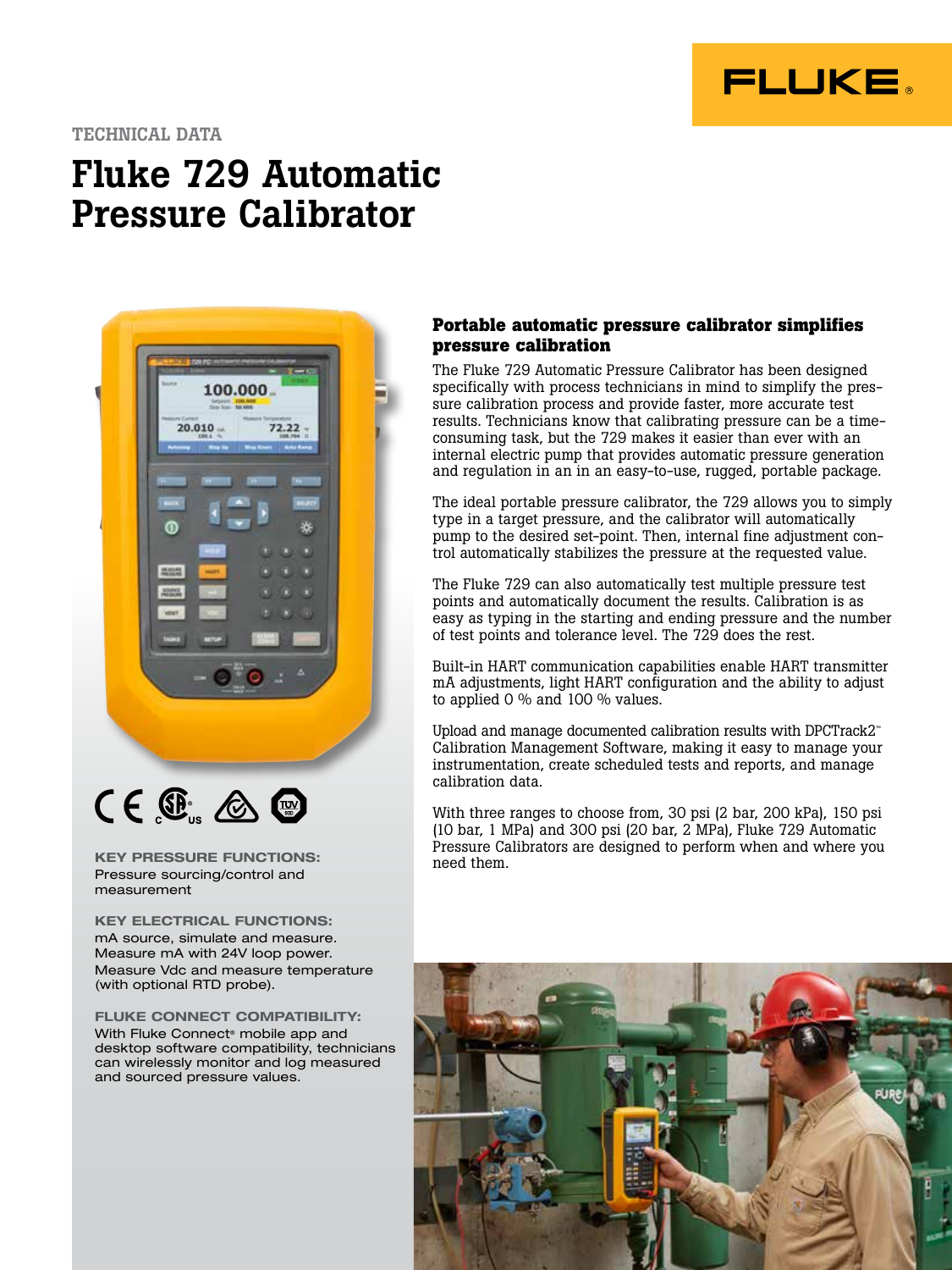TECHNICAL DATA

# Fluke 729 Automatic Pressure Calibrator

## Portable automatic pressure calibrator simplifies pressure calibration

The Fluke 729 Automatic Pressure Calibrator has been designed specifically with process technicians in mind to simplify the pressure calibration process and provide faster, more accurate test results. Technicians know that calibrating pressure can be a time-consuming task, but the 729 makes it easier than ever with an internal electric pump that provides automatic pressure generation and regulation in an in an easy-to-use, rugged, portable package.

The ideal portable pressure calibrator, the 729 allows you to simply type in a target pressure, and the calibrator will automatically pump to the desired set-point. Then, internal fine adjustment control automatically stabilizes the pressure at the requested value.

The Fluke 729 can also automatically test multiple pressure test points and automatically document the results. Calibration is as easy as typing in the starting and ending pressure and the number of test points and tolerance level. The 729 does the rest.

Built-in HART communication capabilities enable HART transmitter mA adjustments, light HART configuration and the ability to adjust to applied 0 % and 100 % values.

Upload and manage documented calibration results with DPCTrack2™ Calibration Management Software, making it easy to manage your instrumentation, create scheduled tests and reports, and manage calibration data.

With three ranges to choose from, 30 psi (2 bar, 200 kPa), 150 psi (10 bar, 1 MPa) and 300 psi (20 bar, 2 MPa), Fluke 729 Automatic Pressure Calibrators are designed to perform when and where you need them.

**KEY PRESSURE FUNCTIONS:**
Pressure sourcing/control and measurement

**KEY ELECTRICAL FUNCTIONS:**
mA source, simulate and measure. Measure mA with 24V loop power. Measure Vdc and measure temperature (with optional RTD probe).

**FLUKE CONNECT COMPATIBILITY:**
With Fluke Connect® mobile app and desktop software compatibility, technicians can wirelessly monitor and log measured and sourced pressure values.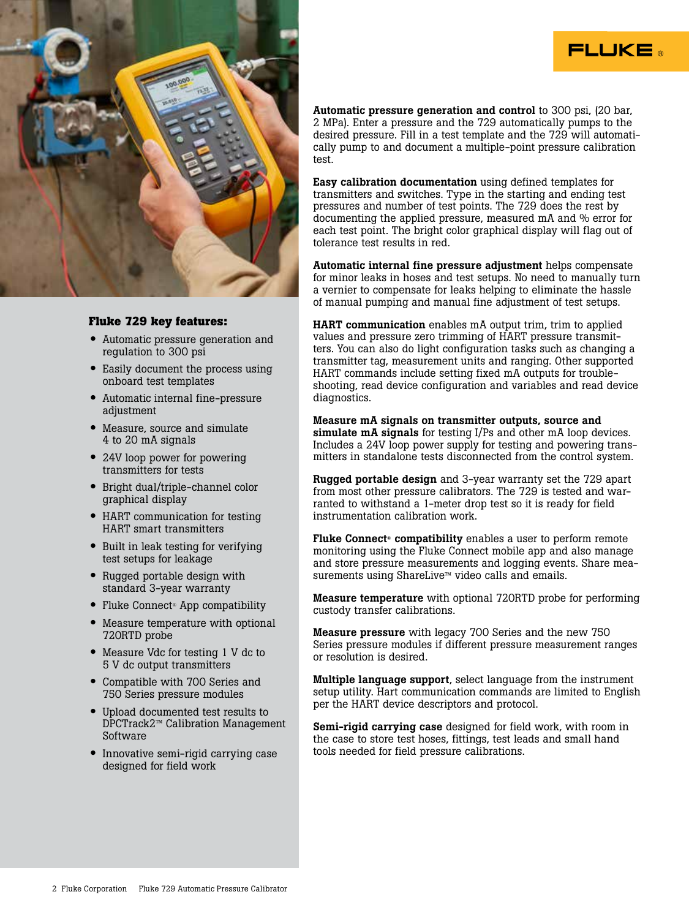## Fluke 729 key features:

- Automatic pressure generation and regulation to 300 psi
- Easily document the process using onboard test templates
- Automatic internal fine-pressure adjustment
- Measure, source and simulate 4 to 20 mA signals
- 24V loop power for powering transmitters for tests
- Bright dual/triple-channel color graphical display
- HART communication for testing HART smart transmitters
- Built in leak testing for verifying test setups for leakage
- Rugged portable design with standard 3-year warranty
- Fluke Connect® App compatibility
- Measure temperature with optional 720RTD probe
- Measure Vdc for testing 1 V dc to 5 V dc output transmitters
- Compatible with 700 Series and 750 Series pressure modules
- Upload documented test results to DPCTrack2™ Calibration Management Software
- Innovative semi-rigid carrying case designed for field work

**Automatic pressure generation and control** to 300 psi, (20 bar, 2 MPa). Enter a pressure and the 729 automatically pumps to the desired pressure. Fill in a test template and the 729 will automatically pump to and document a multiple-point pressure calibration test.

**Easy calibration documentation** using defined templates for transmitters and switches. Type in the starting and ending test pressures and number of test points. The 729 does the rest by documenting the applied pressure, measured mA and % error for each test point. The bright color graphical display will flag out of tolerance test results in red.

**Automatic internal fine pressure adjustment** helps compensate for minor leaks in hoses and test setups. No need to manually turn a vernier to compensate for leaks helping to eliminate the hassle of manual pumping and manual fine adjustment of test setups.

**HART communication** enables mA output trim, trim to applied values and pressure zero trimming of HART pressure transmitters. You can also do light configuration tasks such as changing a transmitter tag, measurement units and ranging. Other supported HART commands include setting fixed mA outputs for troubleshooting, read device configuration and variables and read device diagnostics.

**Measure mA signals on transmitter outputs, source and simulate mA signals** for testing I/Ps and other mA loop devices. Includes a 24V loop power supply for testing and powering transmitters in standalone tests disconnected from the control system.

**Rugged portable design** and 3-year warranty set the 729 apart from most other pressure calibrators. The 729 is tested and warranted to withstand a 1-meter drop test so it is ready for field instrumentation calibration work.

**Fluke Connect® compatibility** enables a user to perform remote monitoring using the Fluke Connect mobile app and also manage and store pressure measurements and logging events. Share measurements using ShareLive™ video calls and emails.

**Measure temperature** with optional 720RTD probe for performing custody transfer calibrations.

**Measure pressure** with legacy 700 Series and the new 750 Series pressure modules if different pressure measurement ranges or resolution is desired.

**Multiple language support**, select language from the instrument setup utility. Hart communication commands are limited to English per the HART device descriptors and protocol.

**Semi-rigid carrying case** designed for field work, with room in the case to store test hoses, fittings, test leads and small hand tools needed for field pressure calibrations.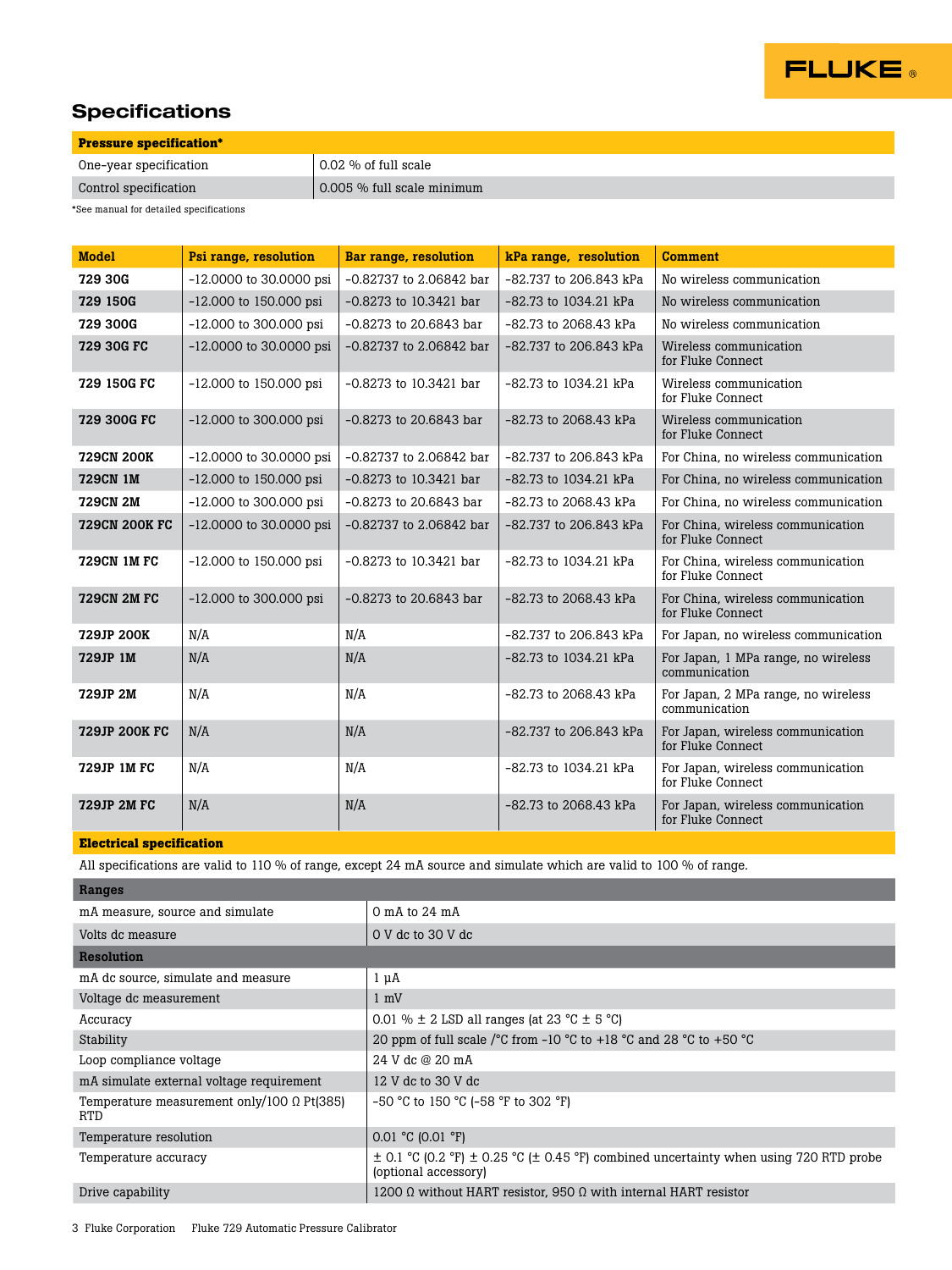## Specifications

| Pressure specification* | |
|---|---|
| One-year specification | 0.02 % of full scale |
| Control specification | 0.005 % full scale minimum |

*See manual for detailed specifications

| Model | Psi range, resolution | Bar range, resolution | kPa range, resolution | Comment |
|---|---|---|---|---|
| **729 30G** | -12.0000 to 30.0000 psi | -0.82737 to 2.06842 bar | -82.737 to 206.843 kPa | No wireless communication |
| **729 150G** | -12.000 to 150.000 psi | -0.8273 to 10.3421 bar | -82.73 to 1034.21 kPa | No wireless communication |
| **729 300G** | -12.000 to 300.000 psi | -0.8273 to 20.6843 bar | -82.73 to 2068.43 kPa | No wireless communication |
| **729 30G FC** | -12.0000 to 30.0000 psi | -0.82737 to 2.06842 bar | -82.737 to 206.843 kPa | Wireless communication for Fluke Connect |
| **729 150G FC** | -12.000 to 150.000 psi | -0.8273 to 10.3421 bar | -82.73 to 1034.21 kPa | Wireless communication for Fluke Connect |
| **729 300G FC** | -12.000 to 300.000 psi | -0.8273 to 20.6843 bar | -82.73 to 2068.43 kPa | Wireless communication for Fluke Connect |
| **729CN 200K** | -12.0000 to 30.0000 psi | -0.82737 to 2.06842 bar | -82.737 to 206.843 kPa | For China, no wireless communication |
| **729CN 1M** | -12.000 to 150.000 psi | -0.8273 to 10.3421 bar | -82.73 to 1034.21 kPa | For China, no wireless communication |
| **729CN 2M** | -12.000 to 300.000 psi | -0.8273 to 20.6843 bar | -82.73 to 2068.43 kPa | For China, no wireless communication |
| **729CN 200K FC** | -12.0000 to 30.0000 psi | -0.82737 to 2.06842 bar | -82.737 to 206.843 kPa | For China, wireless communication for Fluke Connect |
| **729CN 1M FC** | -12.000 to 150.000 psi | -0.8273 to 10.3421 bar | -82.73 to 1034.21 kPa | For China, wireless communication for Fluke Connect |
| **729CN 2M FC** | -12.000 to 300.000 psi | -0.8273 to 20.6843 bar | -82.73 to 2068.43 kPa | For China, wireless communication for Fluke Connect |
| **729JP 200K** | N/A | N/A | -82.737 to 206.843 kPa | For Japan, no wireless communication |
| **729JP 1M** | N/A | N/A | -82.73 to 1034.21 kPa | For Japan, 1 MPa range, no wireless communication |
| **729JP 2M** | N/A | N/A | -82.73 to 2068.43 kPa | For Japan, 2 MPa range, no wireless communication |
| **729JP 200K FC** | N/A | N/A | -82.737 to 206.843 kPa | For Japan, wireless communication for Fluke Connect |
| **729JP 1M FC** | N/A | N/A | -82.73 to 1034.21 kPa | For Japan, wireless communication for Fluke Connect |
| **729JP 2M FC** | N/A | N/A | -82.73 to 2068.43 kPa | For Japan, wireless communication for Fluke Connect |

**Electrical specification**

All specifications are valid to 110 % of range, except 24 mA source and simulate which are valid to 100 % of range.

| **Ranges** | |
|---|---|
| mA measure, source and simulate | 0 mA to 24 mA |
| Volts dc measure | 0 V dc to 30 V dc |
| **Resolution** | |
| mA dc source, simulate and measure | 1 µA |
| Voltage dc measurement | 1 mV |
| Accuracy | 0.01 % ± 2 LSD all ranges (at 23 °C ± 5 °C) |
| Stability | 20 ppm of full scale /°C from -10 °C to +18 °C and 28 °C to +50 °C |
| Loop compliance voltage | 24 V dc @ 20 mA |
| mA simulate external voltage requirement | 12 V dc to 30 V dc |
| Temperature measurement only/100 Ω Pt(385) RTD | -50 °C to 150 °C (-58 °F to 302 °F) |
| Temperature resolution | 0.01 °C (0.01 °F) |
| Temperature accuracy | ± 0.1 °C (0.2 °F) ± 0.25 °C (± 0.45 °F) combined uncertainty when using 720 RTD probe (optional accessory) |
| Drive capability | 1200 Ω without HART resistor, 950 Ω with internal HART resistor |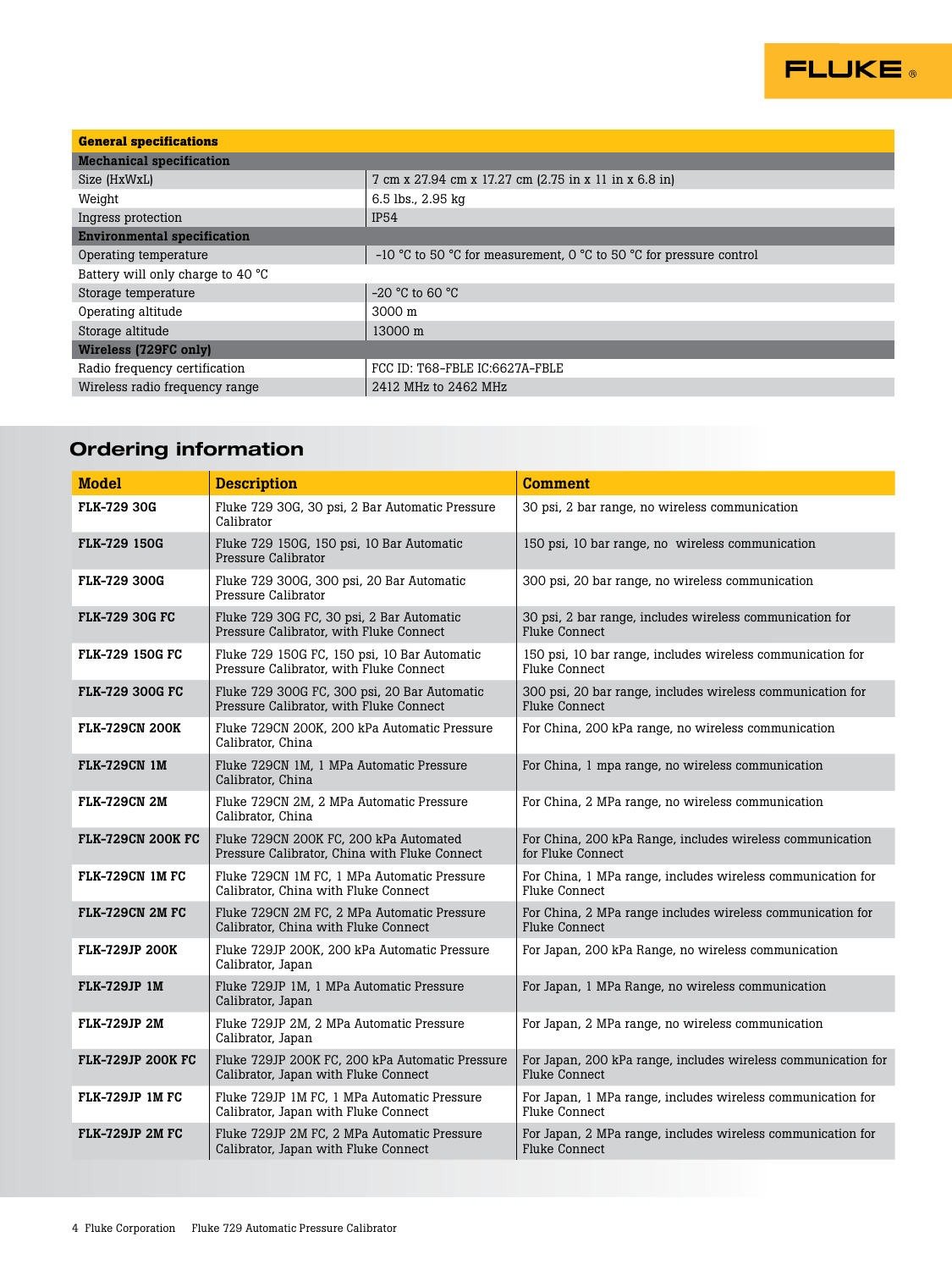| General specifications | |
|---|---|
| **Mechanical specification** | |
| Size (HxWxL) | 7 cm x 27.94 cm x 17.27 cm (2.75 in x 11 in x 6.8 in) |
| Weight | 6.5 lbs., 2.95 kg |
| Ingress protection | IP54 |
| **Environmental specification** | |
| Operating temperature | -10 °C to 50 °C for measurement, 0 °C to 50 °C for pressure control |
| Battery will only charge to 40 °C | |
| Storage temperature | -20 °C to 60 °C |
| Operating altitude | 3000 m |
| Storage altitude | 13000 m |
| **Wireless (729FC only)** | |
| Radio frequency certification | FCC ID: T68-FBLE IC:6627A-FBLE |
| Wireless radio frequency range | 2412 MHz to 2462 MHz |

## Ordering information

| Model | Description | Comment |
|---|---|---|
| **FLK-729 30G** | Fluke 729 30G, 30 psi, 2 Bar Automatic Pressure Calibrator | 30 psi, 2 bar range, no wireless communication |
| **FLK-729 150G** | Fluke 729 150G, 150 psi, 10 Bar Automatic Pressure Calibrator | 150 psi, 10 bar range, no wireless communication |
| **FLK-729 300G** | Fluke 729 300G, 300 psi, 20 Bar Automatic Pressure Calibrator | 300 psi, 20 bar range, no wireless communication |
| **FLK-729 30G FC** | Fluke 729 30G FC, 30 psi, 2 Bar Automatic Pressure Calibrator, with Fluke Connect | 30 psi, 2 bar range, includes wireless communication for Fluke Connect |
| **FLK-729 150G FC** | Fluke 729 150G FC, 150 psi, 10 Bar Automatic Pressure Calibrator, with Fluke Connect | 150 psi, 10 bar range, includes wireless communication for Fluke Connect |
| **FLK-729 300G FC** | Fluke 729 300G FC, 300 psi, 20 Bar Automatic Pressure Calibrator, with Fluke Connect | 300 psi, 20 bar range, includes wireless communication for Fluke Connect |
| **FLK-729CN 200K** | Fluke 729CN 200K, 200 kPa Automatic Pressure Calibrator, China | For China, 200 kPa range, no wireless communication |
| **FLK-729CN 1M** | Fluke 729CN 1M, 1 MPa Automatic Pressure Calibrator, China | For China, 1 mpa range, no wireless communication |
| **FLK-729CN 2M** | Fluke 729CN 2M, 2 MPa Automatic Pressure Calibrator, China | For China, 2 MPa range, no wireless communication |
| **FLK-729CN 200K FC** | Fluke 729CN 200K FC, 200 kPa Automated Pressure Calibrator, China with Fluke Connect | For China, 200 kPa Range, includes wireless communication for Fluke Connect |
| **FLK-729CN 1M FC** | Fluke 729CN 1M FC, 1 MPa Automatic Pressure Calibrator, China with Fluke Connect | For China, 1 MPa range, includes wireless communication for Fluke Connect |
| **FLK-729CN 2M FC** | Fluke 729CN 2M FC, 2 MPa Automatic Pressure Calibrator, China with Fluke Connect | For China, 2 MPa range includes wireless communication for Fluke Connect |
| **FLK-729JP 200K** | Fluke 729JP 200K, 200 kPa Automatic Pressure Calibrator, Japan | For Japan, 200 kPa Range, no wireless communication |
| **FLK-729JP 1M** | Fluke 729JP 1M, 1 MPa Automatic Pressure Calibrator, Japan | For Japan, 1 MPa Range, no wireless communication |
| **FLK-729JP 2M** | Fluke 729JP 2M, 2 MPa Automatic Pressure Calibrator, Japan | For Japan, 2 MPa range, no wireless communication |
| **FLK-729JP 200K FC** | Fluke 729JP 200K FC, 200 kPa Automatic Pressure Calibrator, Japan with Fluke Connect | For Japan, 200 kPa range, includes wireless communication for Fluke Connect |
| **FLK-729JP 1M FC** | Fluke 729JP 1M FC, 1 MPa Automatic Pressure Calibrator, Japan with Fluke Connect | For Japan, 1 MPa range, includes wireless communication for Fluke Connect |
| **FLK-729JP 2M FC** | Fluke 729JP 2M FC, 2 MPa Automatic Pressure Calibrator, Japan with Fluke Connect | For Japan, 2 MPa range, includes wireless communication for Fluke Connect |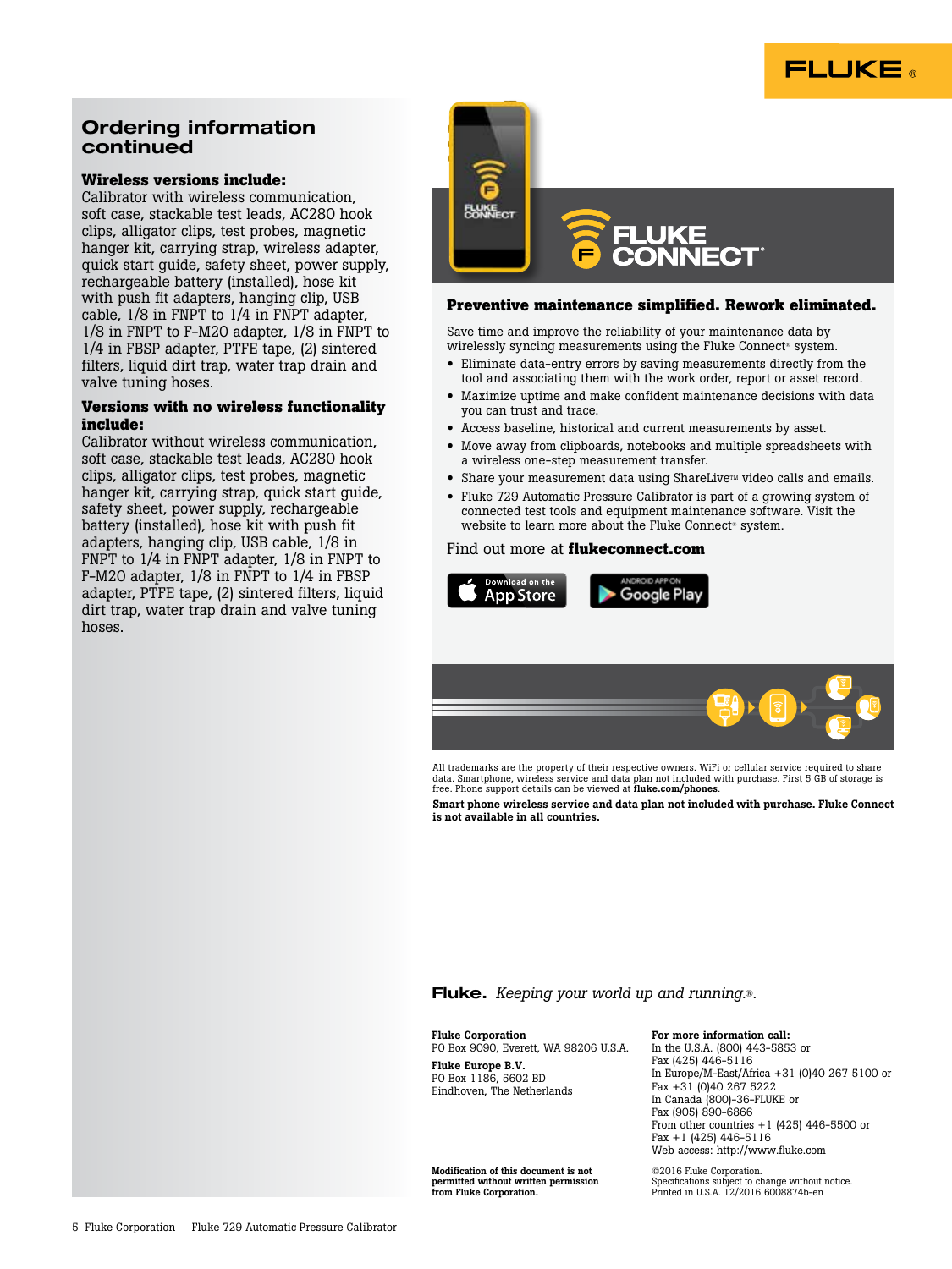## Ordering information continued

**Wireless versions include:**
Calibrator with wireless communication, soft case, stackable test leads, AC280 hook clips, alligator clips, test probes, magnetic hanger kit, carrying strap, wireless adapter, quick start guide, safety sheet, power supply, rechargeable battery (installed), hose kit with push fit adapters, hanging clip, USB cable, 1/8 in FNPT to 1/4 in FNPT adapter, 1/8 in FNPT to F-M20 adapter, 1/8 in FNPT to 1/4 in FBSP adapter, PTFE tape, (2) sintered filters, liquid dirt trap, water trap drain and valve tuning hoses.

**Versions with no wireless functionality include:**
Calibrator without wireless communication, soft case, stackable test leads, AC280 hook clips, alligator clips, test probes, magnetic hanger kit, carrying strap, quick start guide, safety sheet, power supply, rechargeable battery (installed), hose kit with push fit adapters, hanging clip, USB cable, 1/8 in FNPT to 1/4 in FNPT adapter, 1/8 in FNPT to F-M20 adapter, 1/8 in FNPT to 1/4 in FBSP adapter, PTFE tape, (2) sintered filters, liquid dirt trap, water trap drain and valve tuning hoses.

FLUKE CONNECT®

### Preventive maintenance simplified. Rework eliminated.

Save time and improve the reliability of your maintenance data by wirelessly syncing measurements using the Fluke Connect® system.

- Eliminate data-entry errors by saving measurements directly from the tool and associating them with the work order, report or asset record.
- Maximize uptime and make confident maintenance decisions with data you can trust and trace.
- Access baseline, historical and current measurements by asset.
- Move away from clipboards, notebooks and multiple spreadsheets with a wireless one-step measurement transfer.
- Share your measurement data using ShareLive™ video calls and emails.
- Fluke 729 Automatic Pressure Calibrator is part of a growing system of connected test tools and equipment maintenance software. Visit the website to learn more about the Fluke Connect® system.

Find out more at **flukeconnect.com**

Download on the App Store

ANDROID APP ON Google Play

All trademarks are the property of their respective owners. WiFi or cellular service required to share data. Smartphone, wireless service and data plan not included with purchase. First 5 GB of storage is free. Phone support details can be viewed at **fluke.com/phones**.

**Smart phone wireless service and data plan not included with purchase. Fluke Connect is not available in all countries.**

**Fluke.** *Keeping your world up and running.®.*

**Fluke Corporation**
PO Box 9090, Everett, WA 98206 U.S.A.

**Fluke Europe B.V.**
PO Box 1186, 5602 BD
Eindhoven, The Netherlands

**For more information call:**
In the U.S.A. (800) 443-5853 or
Fax (425) 446-5116
In Europe/M-East/Africa +31 (0)40 267 5100 or
Fax +31 (0)40 267 5222
In Canada (800)-36-FLUKE or
Fax (905) 890-6866
From other countries +1 (425) 446-5500 or
Fax +1 (425) 446-5116
Web access: http://www.fluke.com

©2016 Fluke Corporation.
Specifications subject to change without notice.
Printed in U.S.A. 12/2016 6008874b-en

**Modification of this document is not permitted without written permission from Fluke Corporation.**